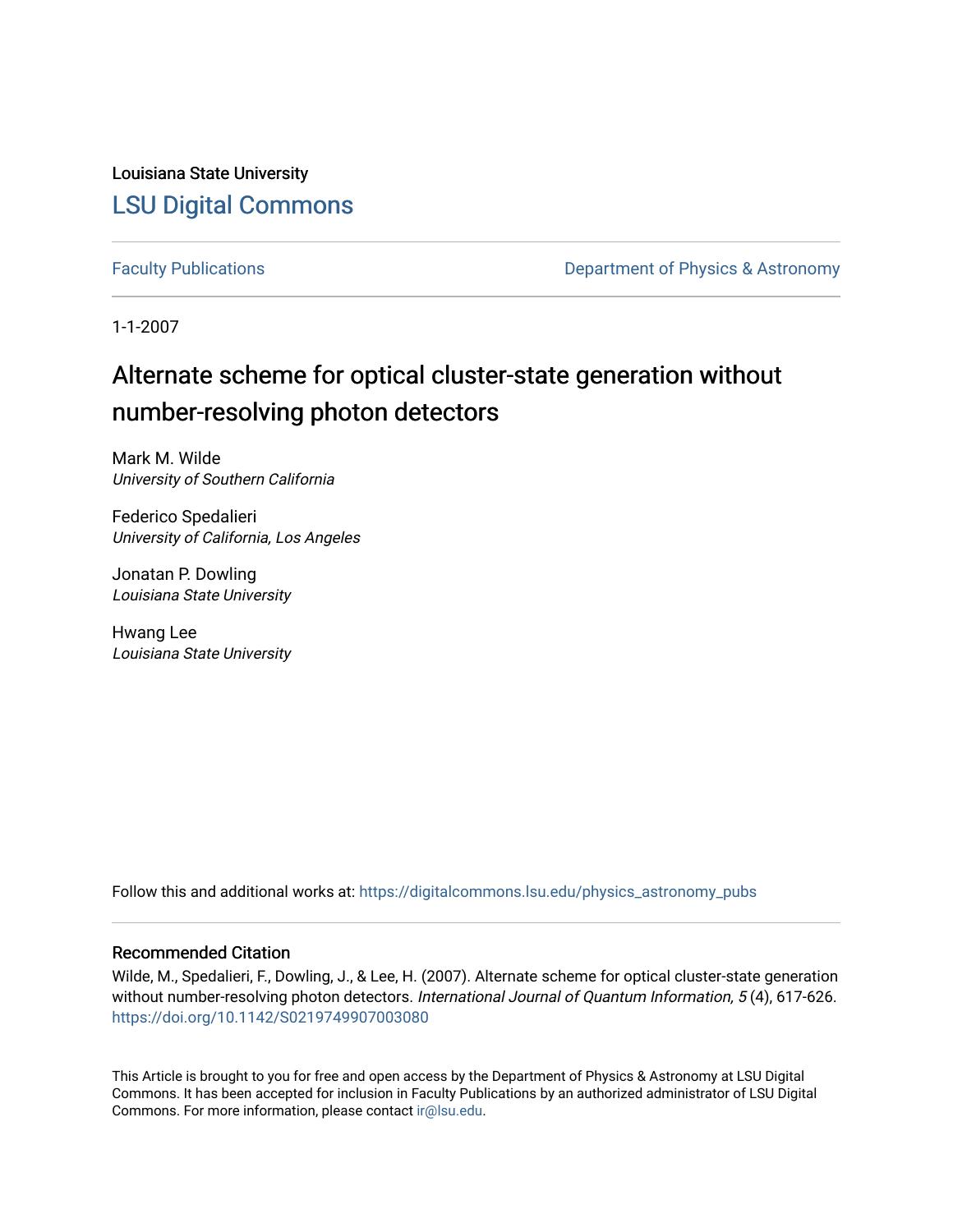Louisiana State University

## LSU Digital Commons

Faculty Publications

Department of Physics & Astronomy

1-1-2007

# Alternate scheme for optical cluster-state generation without number-resolving photon detectors

Mark M. Wilde  
*University of Southern California*

Federico Spedalieri  
*University of California, Los Angeles*

Jonatan P. Dowling  
*Louisiana State University*

Hwang Lee  
*Louisiana State University*

Follow this and additional works at: https://digitalcommons.lsu.edu/physics_astronomy_pubs

### Recommended Citation

Wilde, M., Spedalieri, F., Dowling, J., & Lee, H. (2007). Alternate scheme for optical cluster-state generation without number-resolving photon detectors. *International Journal of Quantum Information, 5* (4), 617-626. https://doi.org/10.1142/S0219749907003080

This Article is brought to you for free and open access by the Department of Physics & Astronomy at LSU Digital Commons. It has been accepted for inclusion in Faculty Publications by an authorized administrator of LSU Digital Commons. For more information, please contact ir@lsu.edu.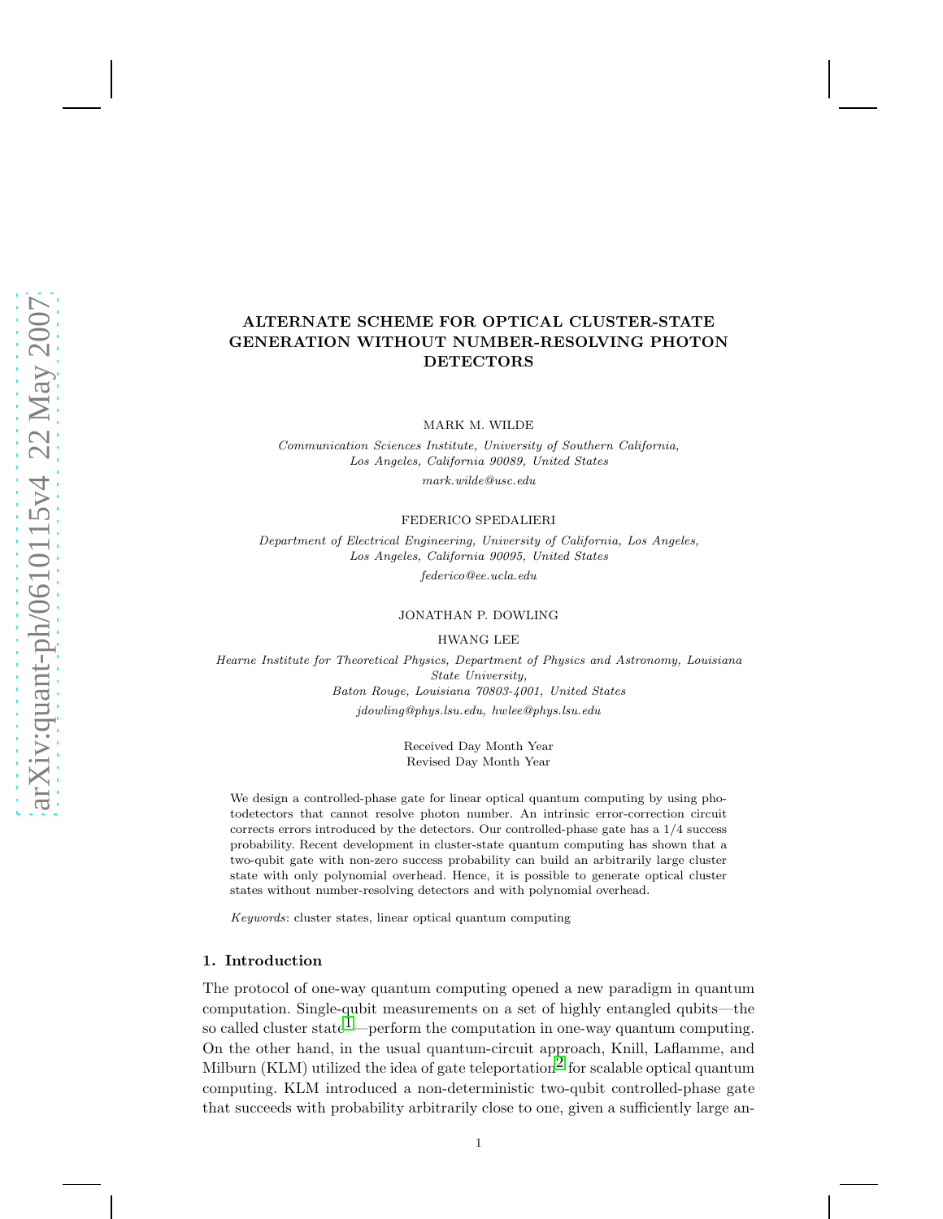# ALTERNATE SCHEME FOR OPTICAL CLUSTER-STATE GENERATION WITHOUT NUMBER-RESOLVING PHOTON DETECTORS

MARK M. WILDE

*Communication Sciences Institute, University of Southern California, Los Angeles, California 90089, United States*
*mark.wilde@usc.edu*

FEDERICO SPEDALIERI

*Department of Electrical Engineering, University of California, Los Angeles, Los Angeles, California 90095, United States*
*federico@ee.ucla.edu*

JONATHAN P. DOWLING

HWANG LEE

*Hearne Institute for Theoretical Physics, Department of Physics and Astronomy, Louisiana State University, Baton Rouge, Louisiana 70803-4001, United States*
*jdowling@phys.lsu.edu, hwlee@phys.lsu.edu*

Received Day Month Year
Revised Day Month Year

We design a controlled-phase gate for linear optical quantum computing by using photodetectors that cannot resolve photon number. An intrinsic error-correction circuit corrects errors introduced by the detectors. Our controlled-phase gate has a 1/4 success probability. Recent development in cluster-state quantum computing has shown that a two-qubit gate with non-zero success probability can build an arbitrarily large cluster state with only polynomial overhead. Hence, it is possible to generate optical cluster states without number-resolving detectors and with polynomial overhead.

*Keywords*: cluster states, linear optical quantum computing

## 1. Introduction

The protocol of one-way quantum computing opened a new paradigm in quantum computation. Single-qubit measurements on a set of highly entangled qubits—the so called cluster state[1]—perform the computation in one-way quantum computing. On the other hand, in the usual quantum-circuit approach, Knill, Laflamme, and Milburn (KLM) utilized the idea of gate teleportation[2] for scalable optical quantum computing. KLM introduced a non-deterministic two-qubit controlled-phase gate that succeeds with probability arbitrarily close to one, given a sufficiently large an-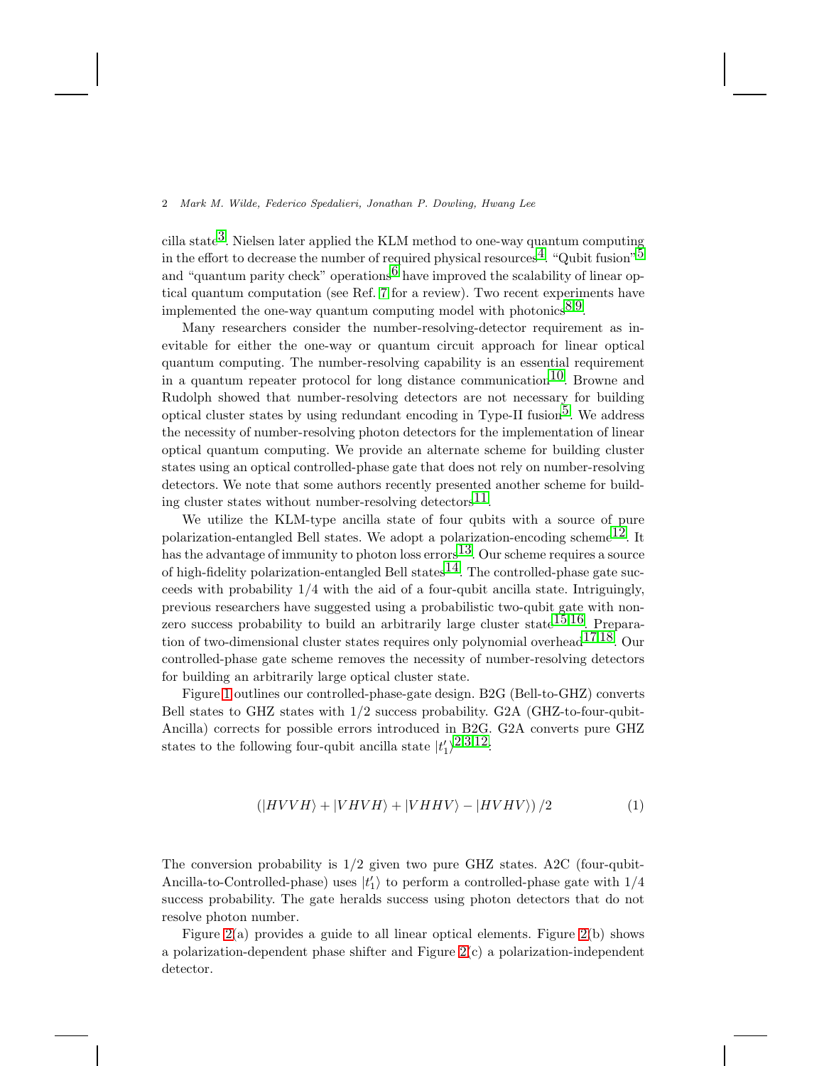cilla state[3]. Nielsen later applied the KLM method to one-way quantum computing in the effort to decrease the number of required physical resources[4]. "Qubit fusion"[5] and "quantum parity check" operations[6] have improved the scalability of linear optical quantum computation (see Ref. 7 for a review). Two recent experiments have implemented the one-way quantum computing model with photonics[8,9].

Many researchers consider the number-resolving-detector requirement as inevitable for either the one-way or quantum circuit approach for linear optical quantum computing. The number-resolving capability is an essential requirement in a quantum repeater protocol for long distance communication[10]. Browne and Rudolph showed that number-resolving detectors are not necessary for building optical cluster states by using redundant encoding in Type-II fusion[5]. We address the necessity of number-resolving photon detectors for the implementation of linear optical quantum computing. We provide an alternate scheme for building cluster states using an optical controlled-phase gate that does not rely on number-resolving detectors. We note that some authors recently presented another scheme for building cluster states without number-resolving detectors[11].

We utilize the KLM-type ancilla state of four qubits with a source of pure polarization-entangled Bell states. We adopt a polarization-encoding scheme[12]. It has the advantage of immunity to photon loss errors[13]. Our scheme requires a source of high-fidelity polarization-entangled Bell states[14]. The controlled-phase gate succeeds with probability 1/4 with the aid of a four-qubit ancilla state. Intriguingly, previous researchers have suggested using a probabilistic two-qubit gate with nonzero success probability to build an arbitrarily large cluster state[15,16]. Preparation of two-dimensional cluster states requires only polynomial overhead[17,18]. Our controlled-phase gate scheme removes the necessity of number-resolving detectors for building an arbitrarily large optical cluster state.

Figure 1 outlines our controlled-phase-gate design. B2G (Bell-to-GHZ) converts Bell states to GHZ states with 1/2 success probability. G2A (GHZ-to-four-qubit-Ancilla) corrects for possible errors introduced in B2G. G2A converts pure GHZ states to the following four-qubit ancilla state $|t_1'\rangle$[2,3,12]:

$$\left(|HVVH\rangle + |VHVH\rangle + |VHHV\rangle - |HVHV\rangle\right)/2 \tag{1}$$

The conversion probability is 1/2 given two pure GHZ states. A2C (four-qubit-Ancilla-to-Controlled-phase) uses $|t_1'\rangle$ to perform a controlled-phase gate with 1/4 success probability. The gate heralds success using photon detectors that do not resolve photon number.

Figure 2(a) provides a guide to all linear optical elements. Figure 2(b) shows a polarization-dependent phase shifter and Figure 2(c) a polarization-independent detector.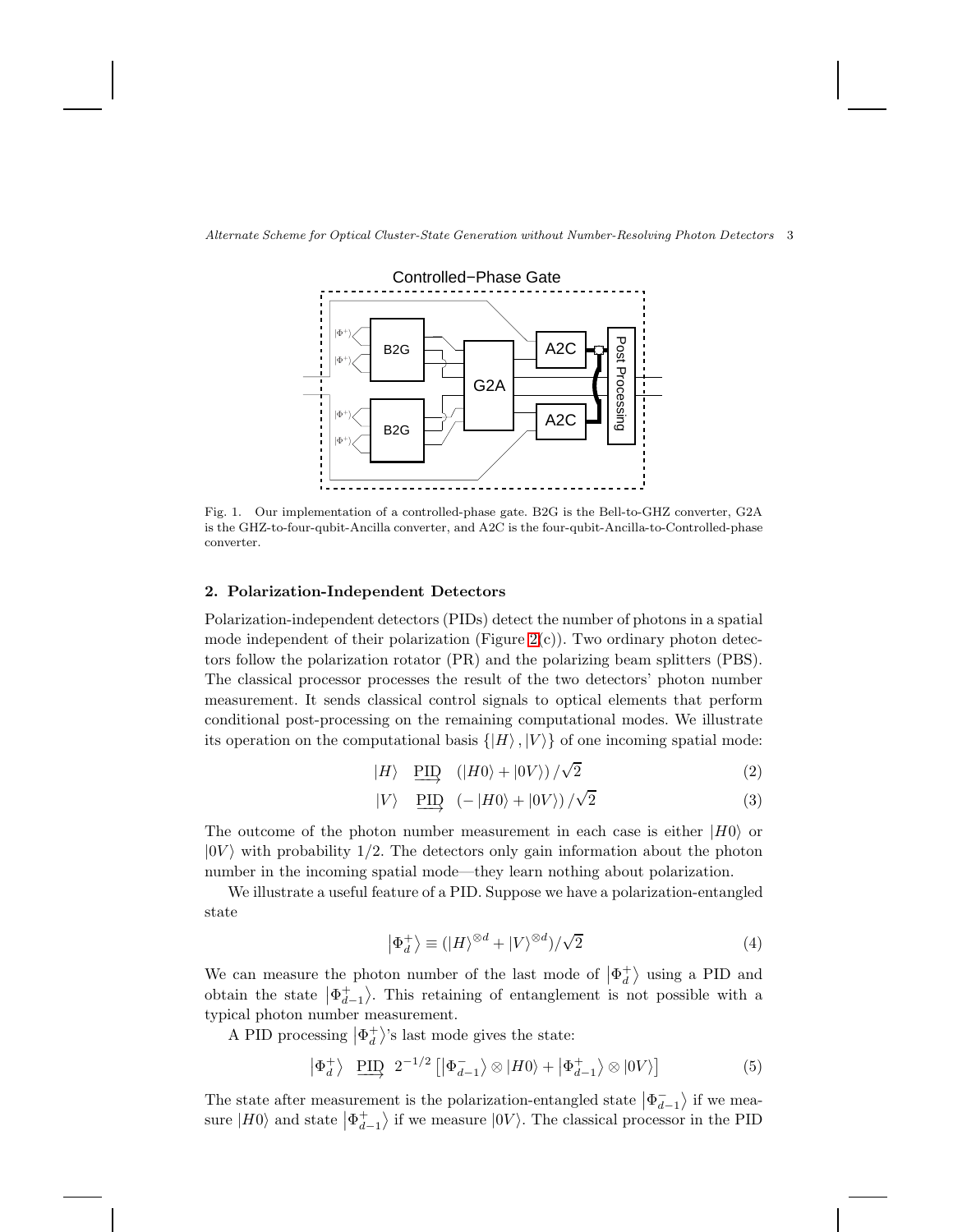Fig. 1. Our implementation of a controlled-phase gate. B2G is the Bell-to-GHZ converter, G2A is the GHZ-to-four-qubit-Ancilla converter, and A2C is the four-qubit-Ancilla-to-Controlled-phase converter.

## 2. Polarization-Independent Detectors

Polarization-independent detectors (PIDs) detect the number of photons in a spatial mode independent of their polarization (Figure 2(c)). Two ordinary photon detectors follow the polarization rotator (PR) and the polarizing beam splitters (PBS). The classical processor processes the result of the two detectors' photon number measurement. It sends classical control signals to optical elements that perform conditional post-processing on the remaining computational modes. We illustrate its operation on the computational basis $\{|H\rangle, |V\rangle\}$ of one incoming spatial mode:

$$|H\rangle \quad \underrightarrow{\text{PID}} \quad (|H0\rangle + |0V\rangle)/\sqrt{2} \tag{2}$$

$$|V\rangle \quad \underrightarrow{\text{PID}} \quad (-|H0\rangle + |0V\rangle)/\sqrt{2} \tag{3}$$

The outcome of the photon number measurement in each case is either $|H0\rangle$ or $|0V\rangle$ with probability $1/2$. The detectors only gain information about the photon number in the incoming spatial mode—they learn nothing about polarization.

We illustrate a useful feature of a PID. Suppose we have a polarization-entangled state

$$|\Phi_d^+\rangle \equiv (|H\rangle^{\otimes d} + |V\rangle^{\otimes d})/\sqrt{2} \tag{4}$$

We can measure the photon number of the last mode of $|\Phi_d^+\rangle$ using a PID and obtain the state $|\Phi_{d-1}^+\rangle$. This retaining of entanglement is not possible with a typical photon number measurement.

A PID processing $|\Phi_d^+\rangle$'s last mode gives the state:

$$|\Phi_d^+\rangle \quad \underrightarrow{\text{PID}} \quad 2^{-1/2}\left[|\Phi_{d-1}^-\rangle \otimes |H0\rangle + |\Phi_{d-1}^+\rangle \otimes |0V\rangle\right] \tag{5}$$

The state after measurement is the polarization-entangled state $|\Phi_{d-1}^-\rangle$ if we measure $|H0\rangle$ and state $|\Phi_{d-1}^+\rangle$ if we measure $|0V\rangle$. The classical processor in the PID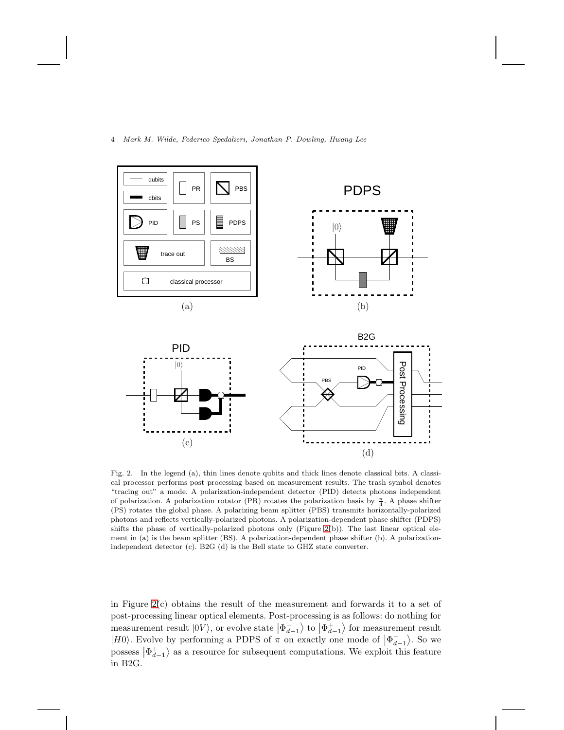Fig. 2. In the legend (a), thin lines denote qubits and thick lines denote classical bits. A classical processor performs post processing based on measurement results. The trash symbol denotes "tracing out" a mode. A polarization-independent detector (PID) detects photons independent of polarization. A polarization rotator (PR) rotates the polarization basis by $\frac{\pi}{4}$. A phase shifter (PS) rotates the global phase. A polarizing beam splitter (PBS) transmits horizontally-polarized photons and reflects vertically-polarized photons. A polarization-dependent phase shifter (PDPS) shifts the phase of vertically-polarized photons only (Figure 2(b)). The last linear optical element in (a) is the beam splitter (BS). A polarization-dependent phase shifter (b). A polarization-independent detector (c). B2G (d) is the Bell state to GHZ state converter.

in Figure 2(c) obtains the result of the measurement and forwards it to a set of post-processing linear optical elements. Post-processing is as follows: do nothing for measurement result $|0V\rangle$, or evolve state $|\Phi^-_{d-1}\rangle$ to $|\Phi^+_{d-1}\rangle$ for measurement result $|H0\rangle$. Evolve by performing a PDPS of $\pi$ on exactly one mode of $|\Phi^-_{d-1}\rangle$. So we possess $|\Phi^+_{d-1}\rangle$ as a resource for subsequent computations. We exploit this feature in B2G.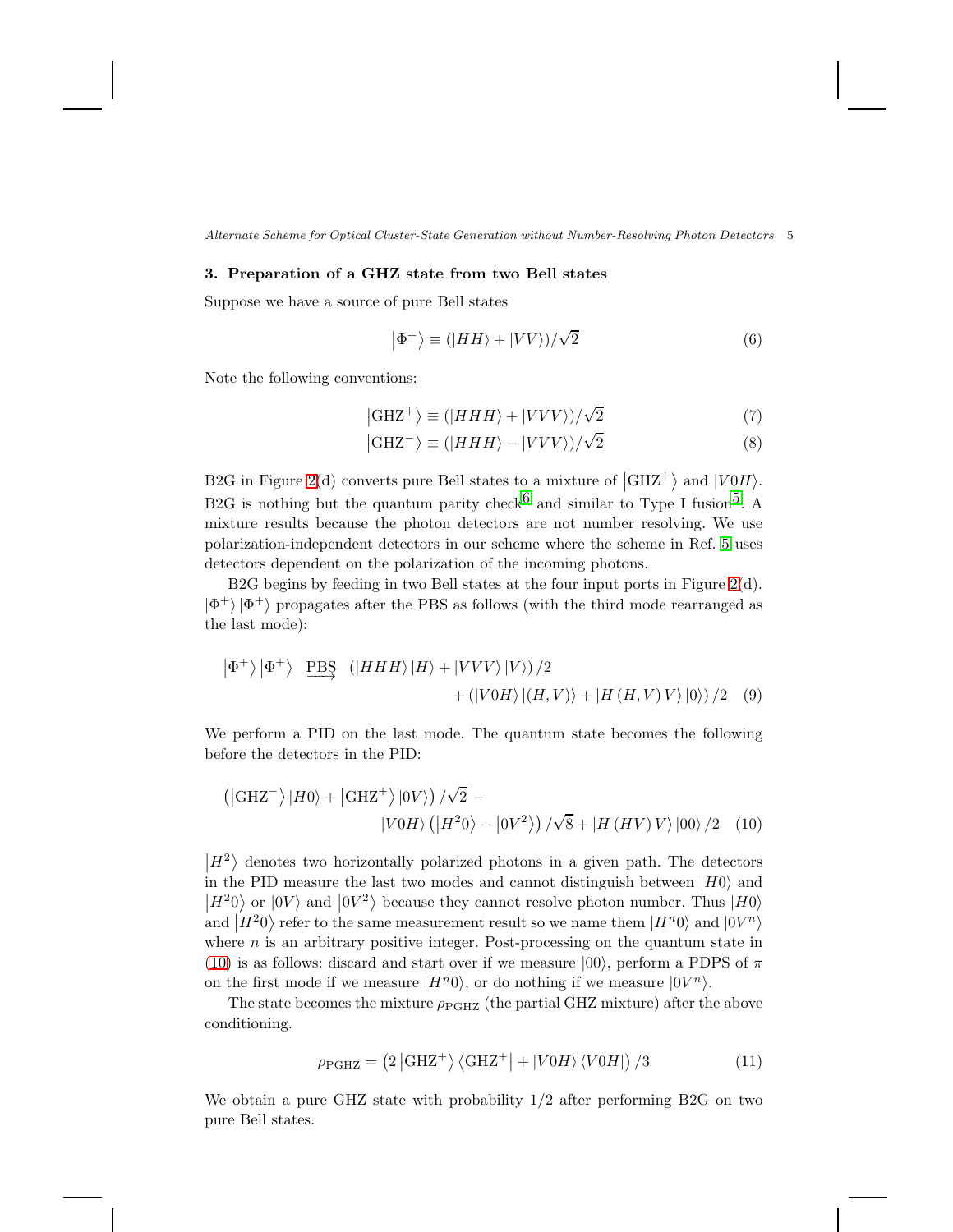## 3. Preparation of a GHZ state from two Bell states

Suppose we have a source of pure Bell states

$$\left|\Phi^+\right\rangle \equiv (\left|HH\right\rangle + \left|VV\right\rangle)/\sqrt{2} \tag{6}$$

Note the following conventions:

$$\left|\mathrm{GHZ}^+\right\rangle \equiv (\left|HHH\right\rangle + \left|VVV\right\rangle)/\sqrt{2} \tag{7}$$

$$\left|\mathrm{GHZ}^-\right\rangle \equiv (\left|HHH\right\rangle - \left|VVV\right\rangle)/\sqrt{2} \tag{8}$$

B2G in Figure 2(d) converts pure Bell states to a mixture of $\left|\mathrm{GHZ}^+\right\rangle$ and $\left|V0H\right\rangle$. B2G is nothing but the quantum parity check[6] and similar to Type I fusion[5]. A mixture results because the photon detectors are not number resolving. We use polarization-independent detectors in our scheme where the scheme in Ref. 5 uses detectors dependent on the polarization of the incoming photons.

B2G begins by feeding in two Bell states at the four input ports in Figure 2(d). $\left|\Phi^+\right\rangle\left|\Phi^+\right\rangle$ propagates after the PBS as follows (with the third mode rearranged as the last mode):

$$\begin{aligned}\left|\Phi^+\right\rangle\left|\Phi^+\right\rangle \;\; \underrightarrow{\text{PBS}} \;\; &\left(\left|HHH\right\rangle\left|H\right\rangle + \left|VVV\right\rangle\left|V\right\rangle\right)/2 \\ &+ \left(\left|V0H\right\rangle\left|(H,V)\right\rangle + \left|H\,(H,V)\,V\right\rangle\left|0\right\rangle\right)/2\end{aligned} \tag{9}$$

We perform a PID on the last mode. The quantum state becomes the following before the detectors in the PID:

$$\begin{aligned}&\left(\left|\mathrm{GHZ}^-\right\rangle\left|H0\right\rangle + \left|\mathrm{GHZ}^+\right\rangle\left|0V\right\rangle\right)/\sqrt{2} - \\ &\qquad \left|V0H\right\rangle\left(\left|H^2 0\right\rangle - \left|0V^2\right\rangle\right)/\sqrt{8} + \left|H\,(HV)\,V\right\rangle\left|00\right\rangle/2\end{aligned} \tag{10}$$

$\left|H^2\right\rangle$ denotes two horizontally polarized photons in a given path. The detectors in the PID measure the last two modes and cannot distinguish between $\left|H0\right\rangle$ and $\left|H^2 0\right\rangle$ or $\left|0V\right\rangle$ and $\left|0V^2\right\rangle$ because they cannot resolve photon number. Thus $\left|H0\right\rangle$ and $\left|H^2 0\right\rangle$ refer to the same measurement result so we name them $\left|H^n 0\right\rangle$ and $\left|0V^n\right\rangle$ where $n$ is an arbitrary positive integer. Post-processing on the quantum state in (10) is as follows: discard and start over if we measure $\left|00\right\rangle$, perform a PDPS of $\pi$ on the first mode if we measure $\left|H^n 0\right\rangle$, or do nothing if we measure $\left|0V^n\right\rangle$.

The state becomes the mixture $\rho_{\mathrm{PGHZ}}$ (the partial GHZ mixture) after the above conditioning.

$$\rho_{\mathrm{PGHZ}} = \left(2\left|\mathrm{GHZ}^+\right\rangle\left\langle\mathrm{GHZ}^+\right| + \left|V0H\right\rangle\left\langle V0H\right|\right)/3 \tag{11}$$

We obtain a pure GHZ state with probability 1/2 after performing B2G on two pure Bell states.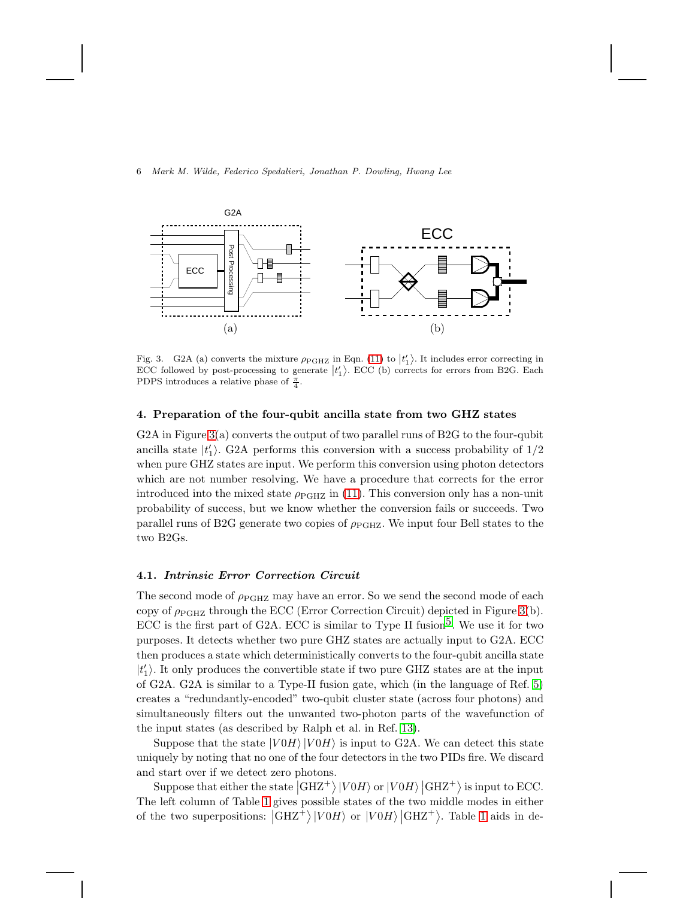Fig. 3. G2A (a) converts the mixture $\rho_{\mathrm{PGHZ}}$ in Eqn. (11) to $|t_1'\rangle$. It includes error correcting in ECC followed by post-processing to generate $|t_1'\rangle$. ECC (b) corrects for errors from B2G. Each PDPS introduces a relative phase of $\frac{\pi}{4}$.

## 4. Preparation of the four-qubit ancilla state from two GHZ states

G2A in Figure 3(a) converts the output of two parallel runs of B2G to the four-qubit ancilla state $|t_1'\rangle$. G2A performs this conversion with a success probability of $1/2$ when pure GHZ states are input. We perform this conversion using photon detectors which are not number resolving. We have a procedure that corrects for the error introduced into the mixed state $\rho_{\mathrm{PGHZ}}$ in (11). This conversion only has a non-unit probability of success, but we know whether the conversion fails or succeeds. Two parallel runs of B2G generate two copies of $\rho_{\mathrm{PGHZ}}$. We input four Bell states to the two B2Gs.

### 4.1. *Intrinsic Error Correction Circuit*

The second mode of $\rho_{\mathrm{PGHZ}}$ may have an error. So we send the second mode of each copy of $\rho_{\mathrm{PGHZ}}$ through the ECC (Error Correction Circuit) depicted in Figure 3(b). ECC is the first part of G2A. ECC is similar to Type II fusion[5]. We use it for two purposes. It detects whether two pure GHZ states are actually input to G2A. ECC then produces a state which deterministically converts to the four-qubit ancilla state $|t_1'\rangle$. It only produces the convertible state if two pure GHZ states are at the input of G2A. G2A is similar to a Type-II fusion gate, which (in the language of Ref. 5) creates a "redundantly-encoded" two-qubit cluster state (across four photons) and simultaneously filters out the unwanted two-photon parts of the wavefunction of the input states (as described by Ralph et al. in Ref. 13).

Suppose that the state $|V0H\rangle |V0H\rangle$ is input to G2A. We can detect this state uniquely by noting that no one of the four detectors in the two PIDs fire. We discard and start over if we detect zero photons.

Suppose that either the state $|\mathrm{GHZ}^+\rangle |V0H\rangle$ or $|V0H\rangle |\mathrm{GHZ}^+\rangle$ is input to ECC. The left column of Table 1 gives possible states of the two middle modes in either of the two superpositions: $|\mathrm{GHZ}^+\rangle |V0H\rangle$ or $|V0H\rangle |\mathrm{GHZ}^+\rangle$. Table 1 aids in de-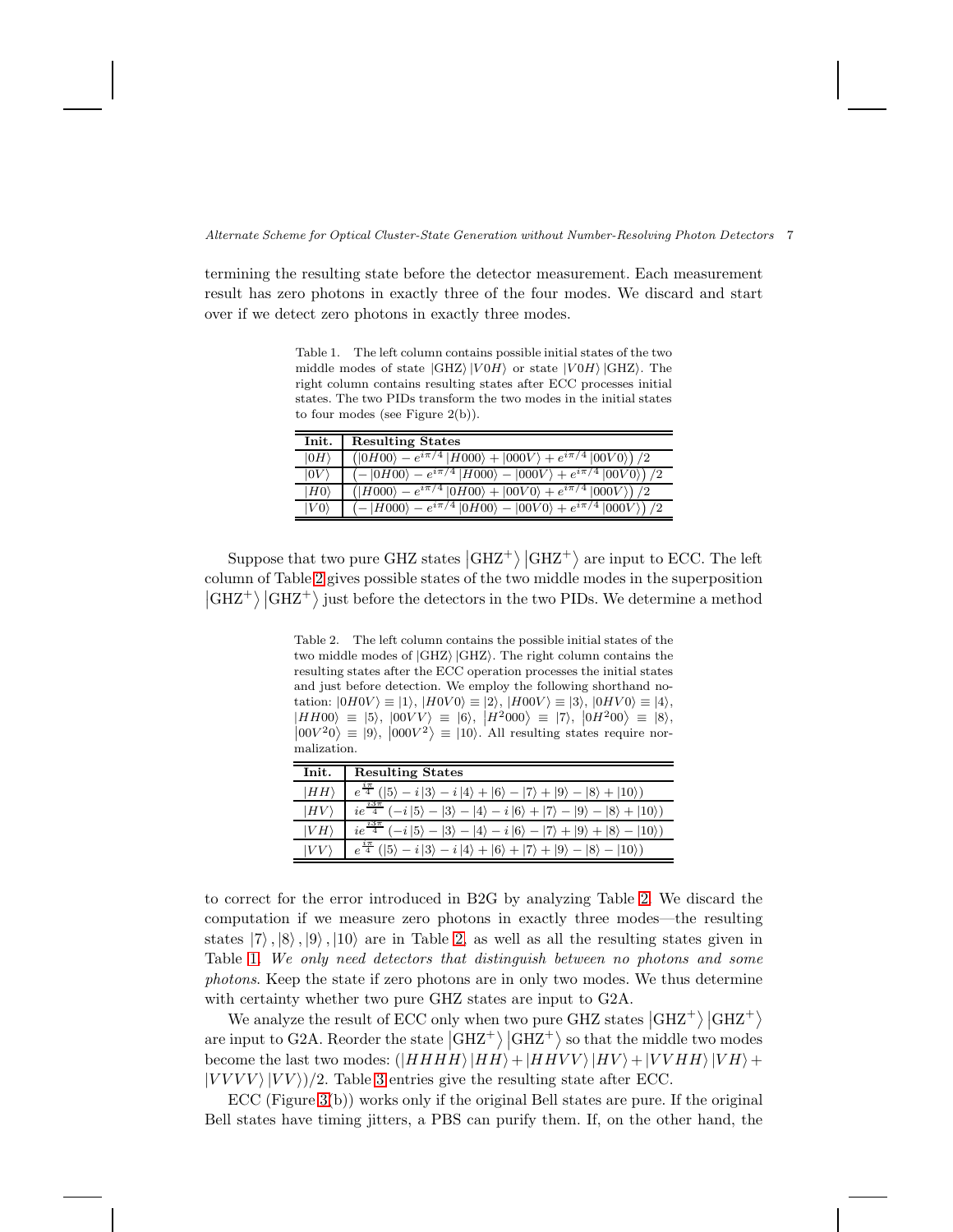termining the resulting state before the detector measurement. Each measurement result has zero photons in exactly three of the four modes. We discard and start over if we detect zero photons in exactly three modes.

Table 1. The left column contains possible initial states of the two middle modes of state $|\text{GHZ}\rangle |V0H\rangle$ or state $|V0H\rangle |\text{GHZ}\rangle$. The right column contains resulting states after ECC processes initial states. The two PIDs transform the two modes in the initial states to four modes (see Figure 2(b)).

| Init. | Resulting States |
|---|---|
| $\|0H\rangle$ | $\left(\|0H00\rangle - e^{i\pi/4}\|H000\rangle + \|000V\rangle + e^{i\pi/4}\|00V0\rangle\right)/2$ |
| $\|0V\rangle$ | $\left(-\|0H00\rangle - e^{i\pi/4}\|H000\rangle - \|000V\rangle + e^{i\pi/4}\|00V0\rangle\right)/2$ |
| $\|H0\rangle$ | $\left(\|H000\rangle - e^{i\pi/4}\|0H00\rangle + \|00V0\rangle + e^{i\pi/4}\|000V\rangle\right)/2$ |
| $\|V0\rangle$ | $\left(-\|H000\rangle - e^{i\pi/4}\|0H00\rangle - \|00V0\rangle + e^{i\pi/4}\|000V\rangle\right)/2$ |

Suppose that two pure GHZ states $|\text{GHZ}^+\rangle |\text{GHZ}^+\rangle$ are input to ECC. The left column of Table 2 gives possible states of the two middle modes in the superposition $|\text{GHZ}^+\rangle |\text{GHZ}^+\rangle$ just before the detectors in the two PIDs. We determine a method

Table 2. The left column contains the possible initial states of the two middle modes of $|\text{GHZ}\rangle |\text{GHZ}\rangle$. The right column contains the resulting states after the ECC operation processes the initial states and just before detection. We employ the following shorthand notation: $|0H0V\rangle \equiv |1\rangle$, $|H0V0\rangle \equiv |2\rangle$, $|H00V\rangle \equiv |3\rangle$, $|0HV0\rangle \equiv |4\rangle$, $|HH00\rangle \equiv |5\rangle$, $|00VV\rangle \equiv |6\rangle$, $|H^2000\rangle \equiv |7\rangle$, $|0H^200\rangle \equiv |8\rangle$, $|00V^20\rangle \equiv |9\rangle$, $|000V^2\rangle \equiv |10\rangle$. All resulting states require normalization.

| Init. | Resulting States |
|---|---|
| $\|HH\rangle$ | $e^{\frac{i\pi}{4}}\left(\|5\rangle - i\|3\rangle - i\|4\rangle + \|6\rangle - \|7\rangle + \|9\rangle - \|8\rangle + \|10\rangle\right)$ |
| $\|HV\rangle$ | $ie^{\frac{i3\pi}{4}}\left(-i\|5\rangle - \|3\rangle - \|4\rangle - i\|6\rangle + \|7\rangle - \|9\rangle - \|8\rangle + \|10\rangle\right)$ |
| $\|VH\rangle$ | $ie^{\frac{i3\pi}{4}}\left(-i\|5\rangle - \|3\rangle - \|4\rangle - i\|6\rangle - \|7\rangle + \|9\rangle + \|8\rangle - \|10\rangle\right)$ |
| $\|VV\rangle$ | $e^{\frac{i\pi}{4}}\left(\|5\rangle - i\|3\rangle - i\|4\rangle + \|6\rangle + \|7\rangle - \|9\rangle + \|8\rangle - \|10\rangle\right)$ |

to correct for the error introduced in B2G by analyzing Table 2. We discard the computation if we measure zero photons in exactly three modes—the resulting states $|7\rangle, |8\rangle, |9\rangle, |10\rangle$ are in Table 2, as well as all the resulting states given in Table 1. *We only need detectors that distinguish between no photons and some photons*. Keep the state if zero photons are in only two modes. We thus determine with certainty whether two pure GHZ states are input to G2A.

We analyze the result of ECC only when two pure GHZ states $|\text{GHZ}^+\rangle |\text{GHZ}^+\rangle$ are input to G2A. Reorder the state $|\text{GHZ}^+\rangle |\text{GHZ}^+\rangle$ so that the middle two modes become the last two modes: $(|HHHH\rangle |HH\rangle + |HHVV\rangle |HV\rangle + |VVHH\rangle |VH\rangle + |VVVV\rangle |VV\rangle)/2$. Table 3 entries give the resulting state after ECC.

ECC (Figure 3(b)) works only if the original Bell states are pure. If the original Bell states have timing jitters, a PBS can purify them. If, on the other hand, the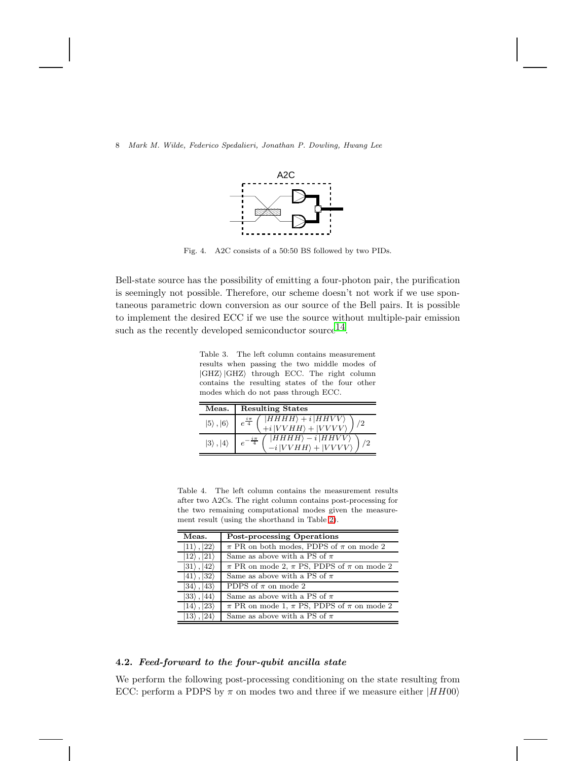Fig. 4. A2C consists of a 50:50 BS followed by two PIDs.

Bell-state source has the possibility of emitting a four-photon pair, the purification is seemingly not possible. Therefore, our scheme doesn't not work if we use spontaneous parametric down conversion as our source of the Bell pairs. It is possible to implement the desired ECC if we use the source without multiple-pair emission such as the recently developed semiconductor source[14].

Table 3. The left column contains measurement results when passing the two middle modes of $|\mathrm{GHZ}\rangle |\mathrm{GHZ}\rangle$ through ECC. The right column contains the resulting states of the four other modes which do not pass through ECC.

| Meas. | Resulting States |
|---|---|
| $\|5\rangle, \|6\rangle$ | $e^{\frac{i\pi}{4}} \begin{pmatrix} \|HHHH\rangle + i\,\|HHVV\rangle \\ +i\,\|VVHH\rangle + \|VVVV\rangle \end{pmatrix} /2$ |
| $\|3\rangle, \|4\rangle$ | $e^{-\frac{i\pi}{4}} \begin{pmatrix} \|HHHH\rangle - i\,\|HHVV\rangle \\ -i\,\|VVHH\rangle + \|VVVV\rangle \end{pmatrix} /2$ |

Table 4. The left column contains the measurement results after two A2Cs. The right column contains post-processing for the two remaining computational modes given the measurement result (using the shorthand in Table 2).

| Meas. | Post-processing Operations |
|---|---|
| $\|11\rangle, \|22\rangle$ | $\pi$ PR on both modes, PDPS of $\pi$ on mode 2 |
| $\|12\rangle, \|21\rangle$ | Same as above with a PS of $\pi$ |
| $\|31\rangle, \|42\rangle$ | $\pi$ PR on mode 2, $\pi$ PS, PDPS of $\pi$ on mode 2 |
| $\|41\rangle, \|32\rangle$ | Same as above with a PS of $\pi$ |
| $\|34\rangle, \|43\rangle$ | PDPS of $\pi$ on mode 2 |
| $\|33\rangle, \|44\rangle$ | Same as above with a PS of $\pi$ |
| $\|14\rangle, \|23\rangle$ | $\pi$ PR on mode 1, $\pi$ PS, PDPS of $\pi$ on mode 2 |
| $\|13\rangle, \|24\rangle$ | Same as above with a PS of $\pi$ |

### 4.2. *Feed-forward to the four-qubit ancilla state*

We perform the following post-processing conditioning on the state resulting from ECC: perform a PDPS by $\pi$ on modes two and three if we measure either $|HH00\rangle$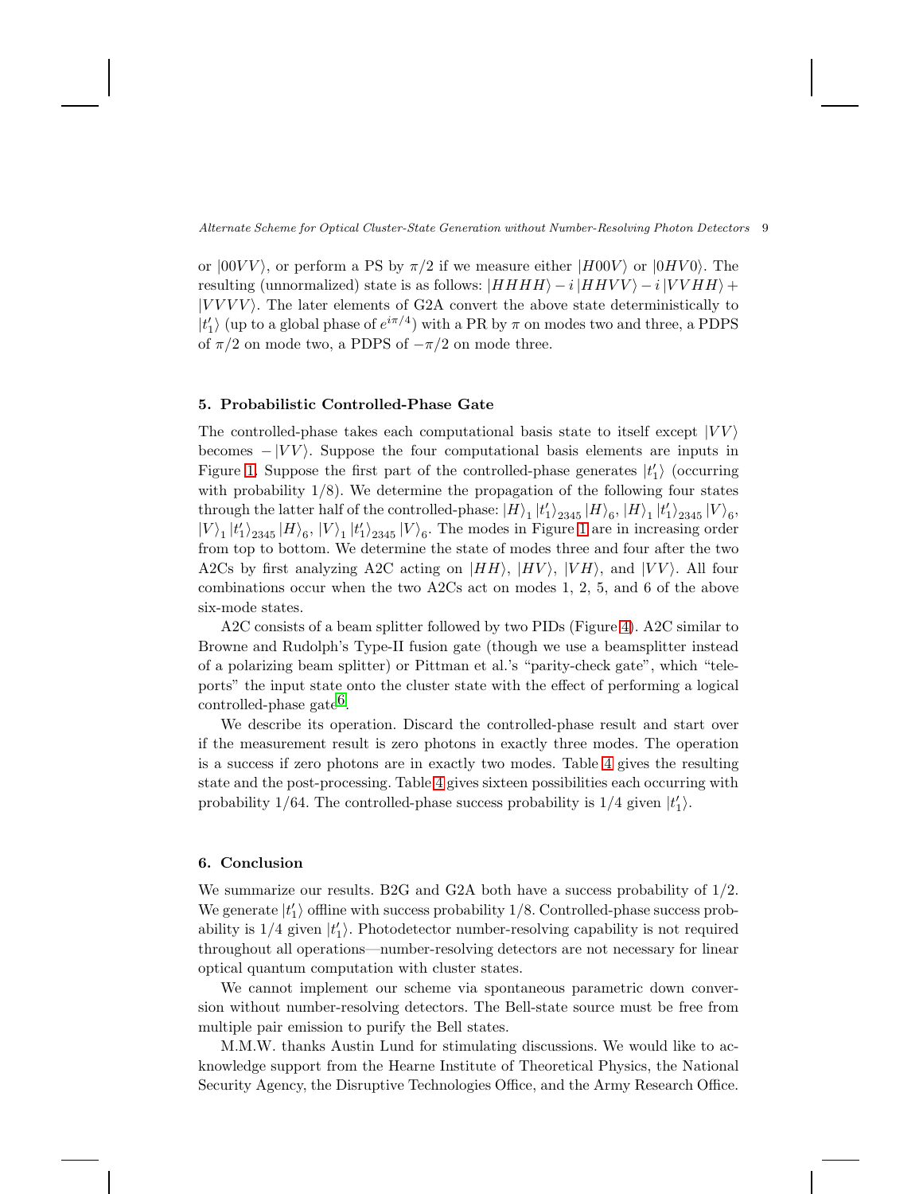or $|00VV\rangle$, or perform a PS by $\pi/2$ if we measure either $|H00V\rangle$ or $|0HV0\rangle$. The resulting (unnormalized) state is as follows: $|HHHH\rangle - i\,|HHVV\rangle - i\,|VVHH\rangle + |VVVV\rangle$. The later elements of G2A convert the above state deterministically to $|t_1'\rangle$ (up to a global phase of $e^{i\pi/4}$) with a PR by $\pi$ on modes two and three, a PDPS of $\pi/2$ on mode two, a PDPS of $-\pi/2$ on mode three.

## 5. Probabilistic Controlled-Phase Gate

The controlled-phase takes each computational basis state to itself except $|VV\rangle$ becomes $-|VV\rangle$. Suppose the four computational basis elements are inputs in Figure 1. Suppose the first part of the controlled-phase generates $|t_1'\rangle$ (occurring with probability 1/8). We determine the propagation of the following four states through the latter half of the controlled-phase: $|H\rangle_1 |t_1'\rangle_{2345} |H\rangle_6$, $|H\rangle_1 |t_1'\rangle_{2345} |V\rangle_6$, $|V\rangle_1 |t_1'\rangle_{2345} |H\rangle_6$, $|V\rangle_1 |t_1'\rangle_{2345} |V\rangle_6$. The modes in Figure 1 are in increasing order from top to bottom. We determine the state of modes three and four after the two A2Cs by first analyzing A2C acting on $|HH\rangle$, $|HV\rangle$, $|VH\rangle$, and $|VV\rangle$. All four combinations occur when the two A2Cs act on modes 1, 2, 5, and 6 of the above six-mode states.

A2C consists of a beam splitter followed by two PIDs (Figure 4). A2C similar to Browne and Rudolph's Type-II fusion gate (though we use a beamsplitter instead of a polarizing beam splitter) or Pittman et al.'s "parity-check gate", which "teleports" the input state onto the cluster state with the effect of performing a logical controlled-phase gate[6].

We describe its operation. Discard the controlled-phase result and start over if the measurement result is zero photons in exactly three modes. The operation is a success if zero photons are in exactly two modes. Table 4 gives the resulting state and the post-processing. Table 4 gives sixteen possibilities each occurring with probability 1/64. The controlled-phase success probability is 1/4 given $|t_1'\rangle$.

## 6. Conclusion

We summarize our results. B2G and G2A both have a success probability of 1/2. We generate $|t_1'\rangle$ offline with success probability 1/8. Controlled-phase success probability is 1/4 given $|t_1'\rangle$. Photodetector number-resolving capability is not required throughout all operations—number-resolving detectors are not necessary for linear optical quantum computation with cluster states.

We cannot implement our scheme via spontaneous parametric down conversion without number-resolving detectors. The Bell-state source must be free from multiple pair emission to purify the Bell states.

M.M.W. thanks Austin Lund for stimulating discussions. We would like to acknowledge support from the Hearne Institute of Theoretical Physics, the National Security Agency, the Disruptive Technologies Office, and the Army Research Office.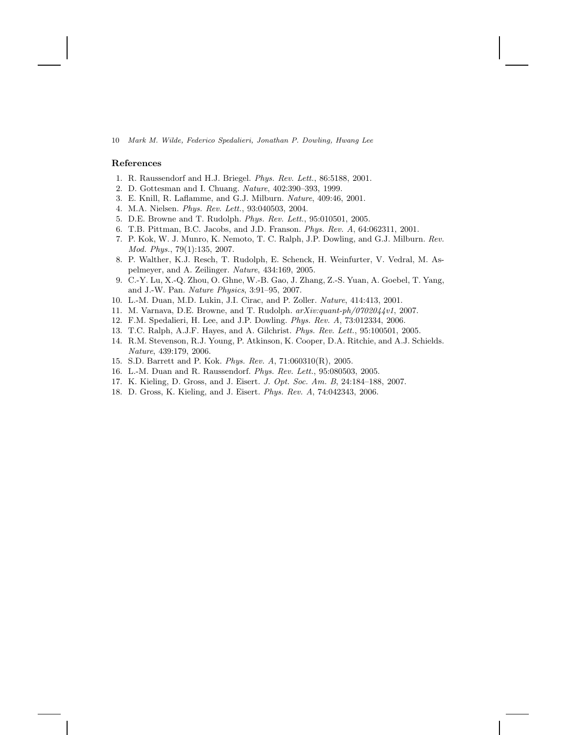## References

1. R. Raussendorf and H.J. Briegel. *Phys. Rev. Lett.*, 86:5188, 2001.
2. D. Gottesman and I. Chuang. *Nature*, 402:390–393, 1999.
3. E. Knill, R. Laflamme, and G.J. Milburn. *Nature*, 409:46, 2001.
4. M.A. Nielsen. *Phys. Rev. Lett.*, 93:040503, 2004.
5. D.E. Browne and T. Rudolph. *Phys. Rev. Lett.*, 95:010501, 2005.
6. T.B. Pittman, B.C. Jacobs, and J.D. Franson. *Phys. Rev. A*, 64:062311, 2001.
7. P. Kok, W. J. Munro, K. Nemoto, T. C. Ralph, J.P. Dowling, and G.J. Milburn. *Rev. Mod. Phys.*, 79(1):135, 2007.
8. P. Walther, K.J. Resch, T. Rudolph, E. Schenck, H. Weinfurter, V. Vedral, M. Aspelmeyer, and A. Zeilinger. *Nature*, 434:169, 2005.
9. C.-Y. Lu, X.-Q. Zhou, O. Ghne, W.-B. Gao, J. Zhang, Z.-S. Yuan, A. Goebel, T. Yang, and J.-W. Pan. *Nature Physics*, 3:91–95, 2007.
10. L.-M. Duan, M.D. Lukin, J.I. Cirac, and P. Zoller. *Nature*, 414:413, 2001.
11. M. Varnava, D.E. Browne, and T. Rudolph. *arXiv:quant-ph/0702044v1*, 2007.
12. F.M. Spedalieri, H. Lee, and J.P. Dowling. *Phys. Rev. A*, 73:012334, 2006.
13. T.C. Ralph, A.J.F. Hayes, and A. Gilchrist. *Phys. Rev. Lett.*, 95:100501, 2005.
14. R.M. Stevenson, R.J. Young, P. Atkinson, K. Cooper, D.A. Ritchie, and A.J. Schields. *Nature*, 439:179, 2006.
15. S.D. Barrett and P. Kok. *Phys. Rev. A*, 71:060310(R), 2005.
16. L.-M. Duan and R. Raussendorf. *Phys. Rev. Lett.*, 95:080503, 2005.
17. K. Kieling, D. Gross, and J. Eisert. *J. Opt. Soc. Am. B*, 24:184–188, 2007.
18. D. Gross, K. Kieling, and J. Eisert. *Phys. Rev. A*, 74:042343, 2006.